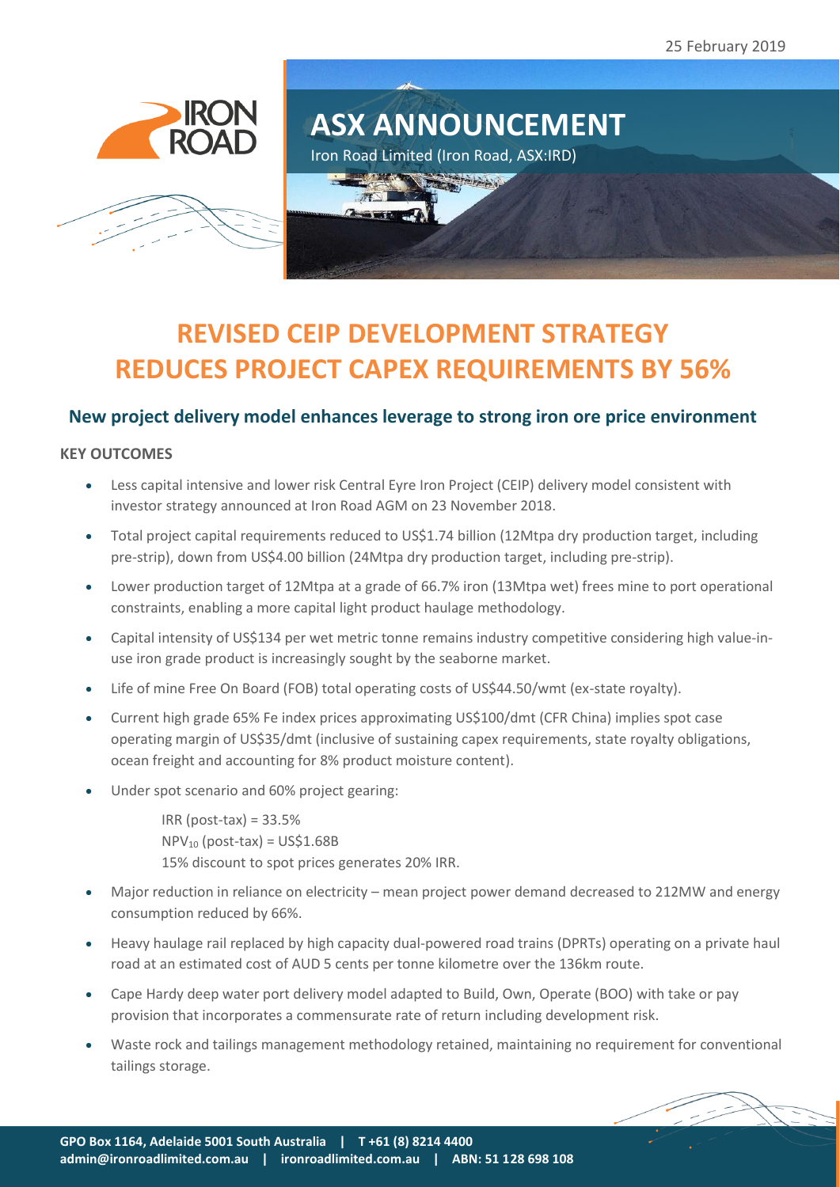25 February 2019

# ASX ANNOUNCEMENT

Iron Road Limited (Iron Road, ASX:IRD)

# REVISED CEIP DEVELOPMENT STRATEGY REDUCES PROJECT CAPEX REQUIREMENTS BY 56%

## New project delivery model enhances leverage to strong iron ore price environment

**KEY OUTCOMES**

- Less capital intensive and lower risk Central Eyre Iron Project (CEIP) delivery model consistent with investor strategy announced at Iron Road AGM on 23 November 2018.
- Total project capital requirements reduced to US\$1.74 billion (12Mtpa dry production target, including pre-strip), down from US\$4.00 billion (24Mtpa dry production target, including pre-strip).
- Lower production target of 12Mtpa at a grade of 66.7% iron (13Mtpa wet) frees mine to port operational constraints, enabling a more capital light product haulage methodology.
- Capital intensity of US\$134 per wet metric tonne remains industry competitive considering high value-in-use iron grade product is increasingly sought by the seaborne market.
- Life of mine Free On Board (FOB) total operating costs of US\$44.50/wmt (ex-state royalty).
- Current high grade 65% Fe index prices approximating US\$100/dmt (CFR China) implies spot case operating margin of US\$35/dmt (inclusive of sustaining capex requirements, state royalty obligations, ocean freight and accounting for 8% product moisture content).
- Under spot scenario and 60% project gearing:

  IRR (post-tax) = 33.5%
  $NPV_{10}$ (post-tax) = US\$1.68B
  15% discount to spot prices generates 20% IRR.

- Major reduction in reliance on electricity – mean project power demand decreased to 212MW and energy consumption reduced by 66%.
- Heavy haulage rail replaced by high capacity dual-powered road trains (DPRTs) operating on a private haul road at an estimated cost of AUD 5 cents per tonne kilometre over the 136km route.
- Cape Hardy deep water port delivery model adapted to Build, Own, Operate (BOO) with take or pay provision that incorporates a commensurate rate of return including development risk.
- Waste rock and tailings management methodology retained, maintaining no requirement for conventional tailings storage.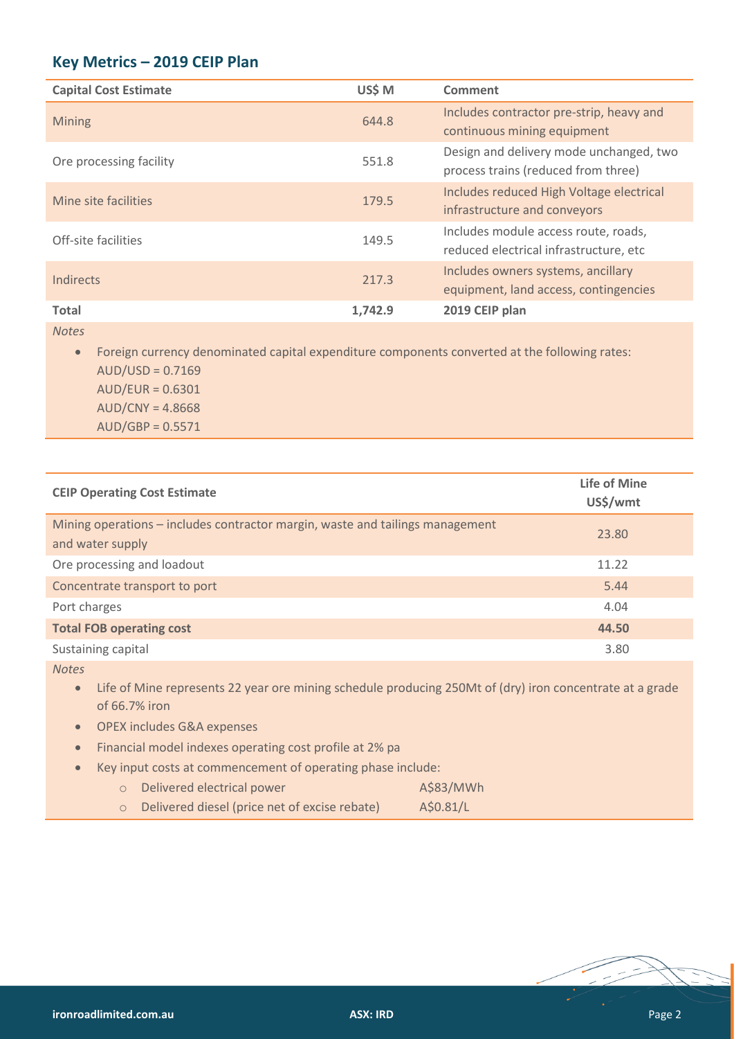## Key Metrics – 2019 CEIP Plan

| Capital Cost Estimate | US$ M | Comment |
|---|---|---|
| Mining | 644.8 | Includes contractor pre-strip, heavy and continuous mining equipment |
| Ore processing facility | 551.8 | Design and delivery mode unchanged, two process trains (reduced from three) |
| Mine site facilities | 179.5 | Includes reduced High Voltage electrical infrastructure and conveyors |
| Off-site facilities | 149.5 | Includes module access route, roads, reduced electrical infrastructure, etc |
| Indirects | 217.3 | Includes owners systems, ancillary equipment, land access, contingencies |
| **Total** | **1,742.9** | **2019 CEIP plan** |

*Notes*

- Foreign currency denominated capital expenditure components converted at the following rates:
  AUD/USD = 0.7169
  AUD/EUR = 0.6301
  AUD/CNY = 4.8668
  AUD/GBP = 0.5571

| CEIP Operating Cost Estimate | Life of Mine US$/wmt |
|---|---|
| Mining operations – includes contractor margin, waste and tailings management and water supply | 23.80 |
| Ore processing and loadout | 11.22 |
| Concentrate transport to port | 5.44 |
| Port charges | 4.04 |
| **Total FOB operating cost** | **44.50** |
| Sustaining capital | 3.80 |

*Notes*

- Life of Mine represents 22 year ore mining schedule producing 250Mt of (dry) iron concentrate at a grade of 66.7% iron
- OPEX includes G&A expenses
- Financial model indexes operating cost profile at 2% pa
- Key input costs at commencement of operating phase include:
  - Delivered electrical power A$83/MWh
  - Delivered diesel (price net of excise rebate) A$0.81/L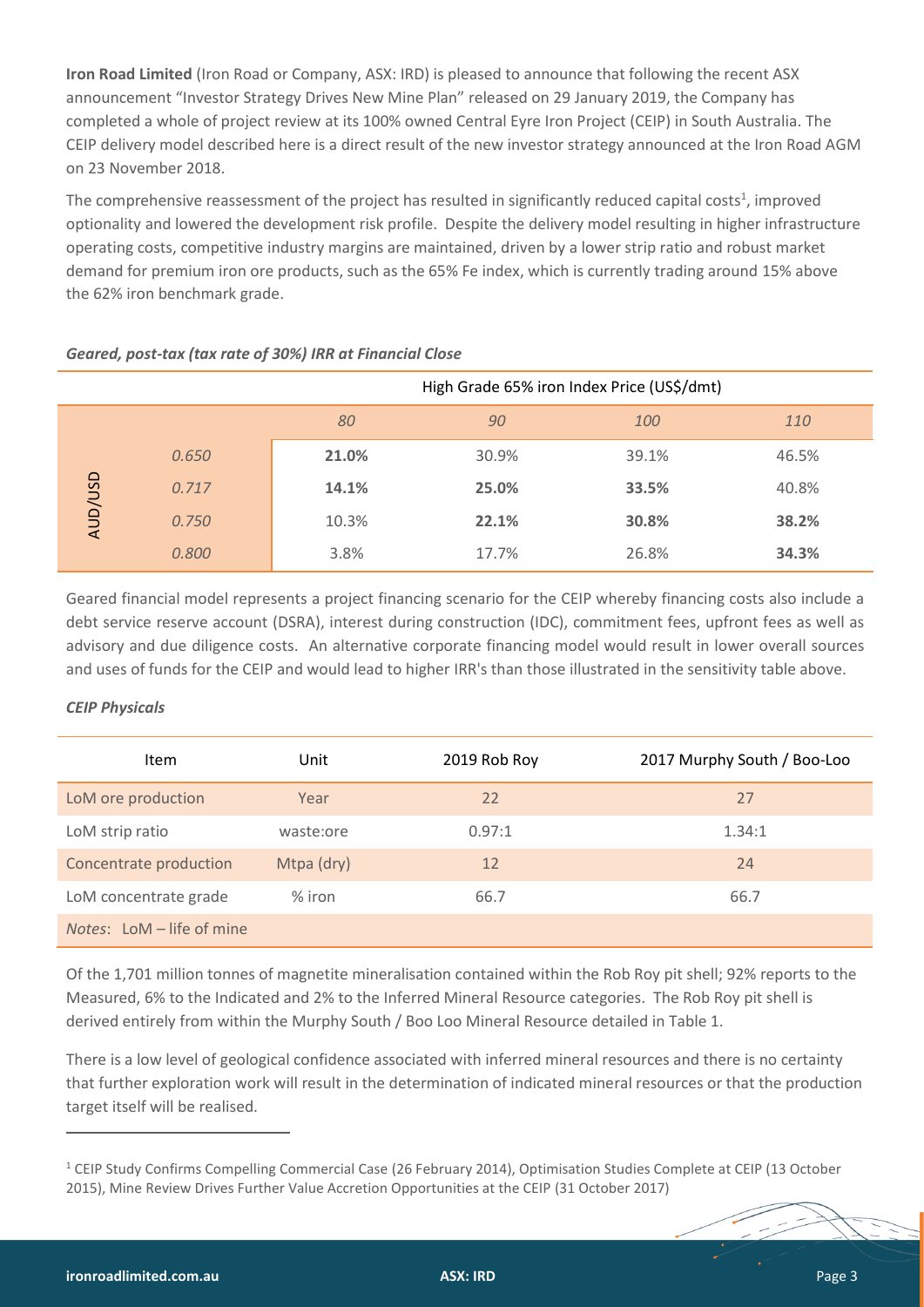**Iron Road Limited** (Iron Road or Company, ASX: IRD) is pleased to announce that following the recent ASX announcement "Investor Strategy Drives New Mine Plan" released on 29 January 2019, the Company has completed a whole of project review at its 100% owned Central Eyre Iron Project (CEIP) in South Australia. The CEIP delivery model described here is a direct result of the new investor strategy announced at the Iron Road AGM on 23 November 2018.

The comprehensive reassessment of the project has resulted in significantly reduced capital costs[1], improved optionality and lowered the development risk profile. Despite the delivery model resulting in higher infrastructure operating costs, competitive industry margins are maintained, driven by a lower strip ratio and robust market demand for premium iron ore products, such as the 65% Fe index, which is currently trading around 15% above the 62% iron benchmark grade.

*Geared, post-tax (tax rate of 30%) IRR at Financial Close*

| | | High Grade 65% iron Index Price (US$/dmt) | | | |
|---|---|---|---|---|---|
| | | *80* | *90* | *100* | *110* |
| AUD/USD | *0.650* | **21.0%** | 30.9% | 39.1% | 46.5% |
| | *0.717* | **14.1%** | **25.0%** | **33.5%** | 40.8% |
| | *0.750* | 10.3% | **22.1%** | **30.8%** | **38.2%** |
| | *0.800* | 3.8% | 17.7% | 26.8% | **34.3%** |

Geared financial model represents a project financing scenario for the CEIP whereby financing costs also include a debt service reserve account (DSRA), interest during construction (IDC), commitment fees, upfront fees as well as advisory and due diligence costs. An alternative corporate financing model would result in lower overall sources and uses of funds for the CEIP and would lead to higher IRR's than those illustrated in the sensitivity table above.

*CEIP Physicals*

| Item | Unit | 2019 Rob Roy | 2017 Murphy South / Boo-Loo |
|---|---|---|---|
| LoM ore production | Year | 22 | 27 |
| LoM strip ratio | waste:ore | 0.97:1 | 1.34:1 |
| Concentrate production | Mtpa (dry) | 12 | 24 |
| LoM concentrate grade | % iron | 66.7 | 66.7 |
| *Notes*: LoM – life of mine | | | |

Of the 1,701 million tonnes of magnetite mineralisation contained within the Rob Roy pit shell; 92% reports to the Measured, 6% to the Indicated and 2% to the Inferred Mineral Resource categories. The Rob Roy pit shell is derived entirely from within the Murphy South / Boo Loo Mineral Resource detailed in Table 1.

There is a low level of geological confidence associated with inferred mineral resources and there is no certainty that further exploration work will result in the determination of indicated mineral resources or that the production target itself will be realised.

---

[1] CEIP Study Confirms Compelling Commercial Case (26 February 2014), Optimisation Studies Complete at CEIP (13 October 2015), Mine Review Drives Further Value Accretion Opportunities at the CEIP (31 October 2017)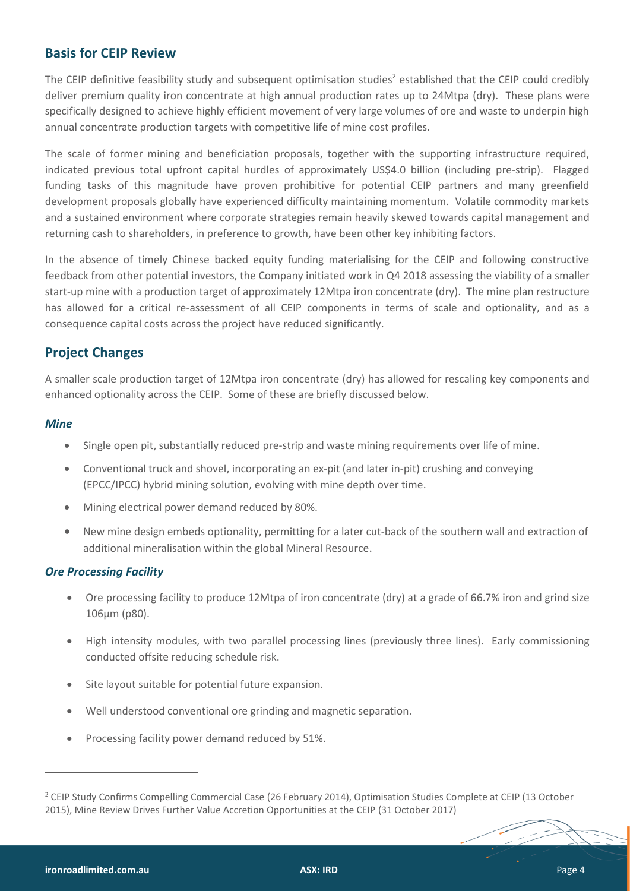## Basis for CEIP Review

The CEIP definitive feasibility study and subsequent optimisation studies[2] established that the CEIP could credibly deliver premium quality iron concentrate at high annual production rates up to 24Mtpa (dry). These plans were specifically designed to achieve highly efficient movement of very large volumes of ore and waste to underpin high annual concentrate production targets with competitive life of mine cost profiles.

The scale of former mining and beneficiation proposals, together with the supporting infrastructure required, indicated previous total upfront capital hurdles of approximately US$4.0 billion (including pre-strip). Flagged funding tasks of this magnitude have proven prohibitive for potential CEIP partners and many greenfield development proposals globally have experienced difficulty maintaining momentum. Volatile commodity markets and a sustained environment where corporate strategies remain heavily skewed towards capital management and returning cash to shareholders, in preference to growth, have been other key inhibiting factors.

In the absence of timely Chinese backed equity funding materialising for the CEIP and following constructive feedback from other potential investors, the Company initiated work in Q4 2018 assessing the viability of a smaller start-up mine with a production target of approximately 12Mtpa iron concentrate (dry). The mine plan restructure has allowed for a critical re-assessment of all CEIP components in terms of scale and optionality, and as a consequence capital costs across the project have reduced significantly.

## Project Changes

A smaller scale production target of 12Mtpa iron concentrate (dry) has allowed for rescaling key components and enhanced optionality across the CEIP. Some of these are briefly discussed below.

### *Mine*

- Single open pit, substantially reduced pre-strip and waste mining requirements over life of mine.
- Conventional truck and shovel, incorporating an ex-pit (and later in-pit) crushing and conveying (EPCC/IPCC) hybrid mining solution, evolving with mine depth over time.
- Mining electrical power demand reduced by 80%.
- New mine design embeds optionality, permitting for a later cut-back of the southern wall and extraction of additional mineralisation within the global Mineral Resource.

### *Ore Processing Facility*

- Ore processing facility to produce 12Mtpa of iron concentrate (dry) at a grade of 66.7% iron and grind size 106µm (p80).
- High intensity modules, with two parallel processing lines (previously three lines). Early commissioning conducted offsite reducing schedule risk.
- Site layout suitable for potential future expansion.
- Well understood conventional ore grinding and magnetic separation.
- Processing facility power demand reduced by 51%.

---

[2] CEIP Study Confirms Compelling Commercial Case (26 February 2014), Optimisation Studies Complete at CEIP (13 October 2015), Mine Review Drives Further Value Accretion Opportunities at the CEIP (31 October 2017)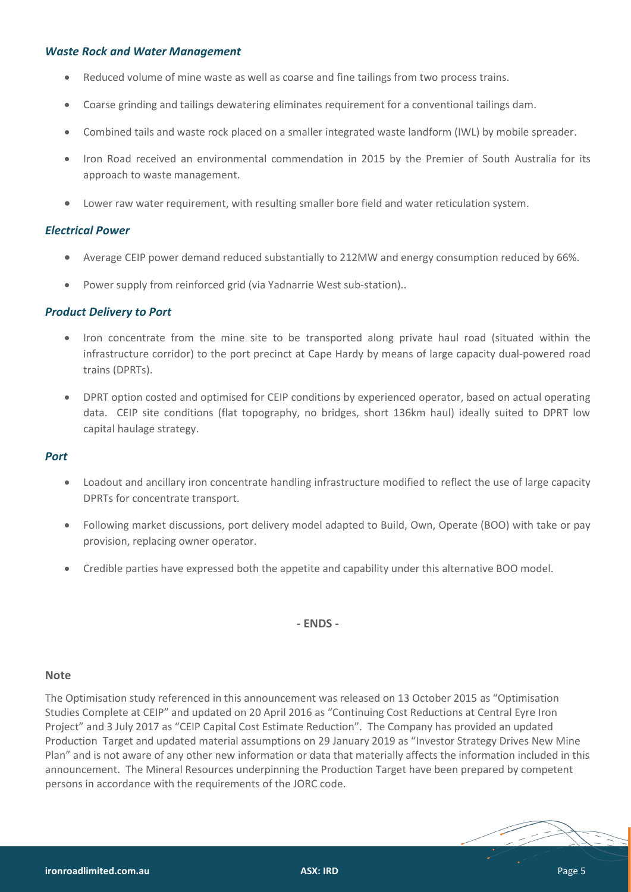### *Waste Rock and Water Management*

- Reduced volume of mine waste as well as coarse and fine tailings from two process trains.
- Coarse grinding and tailings dewatering eliminates requirement for a conventional tailings dam.
- Combined tails and waste rock placed on a smaller integrated waste landform (IWL) by mobile spreader.
- Iron Road received an environmental commendation in 2015 by the Premier of South Australia for its approach to waste management.
- Lower raw water requirement, with resulting smaller bore field and water reticulation system.

### *Electrical Power*

- Average CEIP power demand reduced substantially to 212MW and energy consumption reduced by 66%.
- Power supply from reinforced grid (via Yadnarrie West sub-station)..

### *Product Delivery to Port*

- Iron concentrate from the mine site to be transported along private haul road (situated within the infrastructure corridor) to the port precinct at Cape Hardy by means of large capacity dual-powered road trains (DPRTs).
- DPRT option costed and optimised for CEIP conditions by experienced operator, based on actual operating data. CEIP site conditions (flat topography, no bridges, short 136km haul) ideally suited to DPRT low capital haulage strategy.

### *Port*

- Loadout and ancillary iron concentrate handling infrastructure modified to reflect the use of large capacity DPRTs for concentrate transport.
- Following market discussions, port delivery model adapted to Build, Own, Operate (BOO) with take or pay provision, replacing owner operator.
- Credible parties have expressed both the appetite and capability under this alternative BOO model.

**- ENDS -**

#### Note

The Optimisation study referenced in this announcement was released on 13 October 2015 as "Optimisation Studies Complete at CEIP" and updated on 20 April 2016 as "Continuing Cost Reductions at Central Eyre Iron Project" and 3 July 2017 as "CEIP Capital Cost Estimate Reduction". The Company has provided an updated Production Target and updated material assumptions on 29 January 2019 as "Investor Strategy Drives New Mine Plan" and is not aware of any other new information or data that materially affects the information included in this announcement. The Mineral Resources underpinning the Production Target have been prepared by competent persons in accordance with the requirements of the JORC code.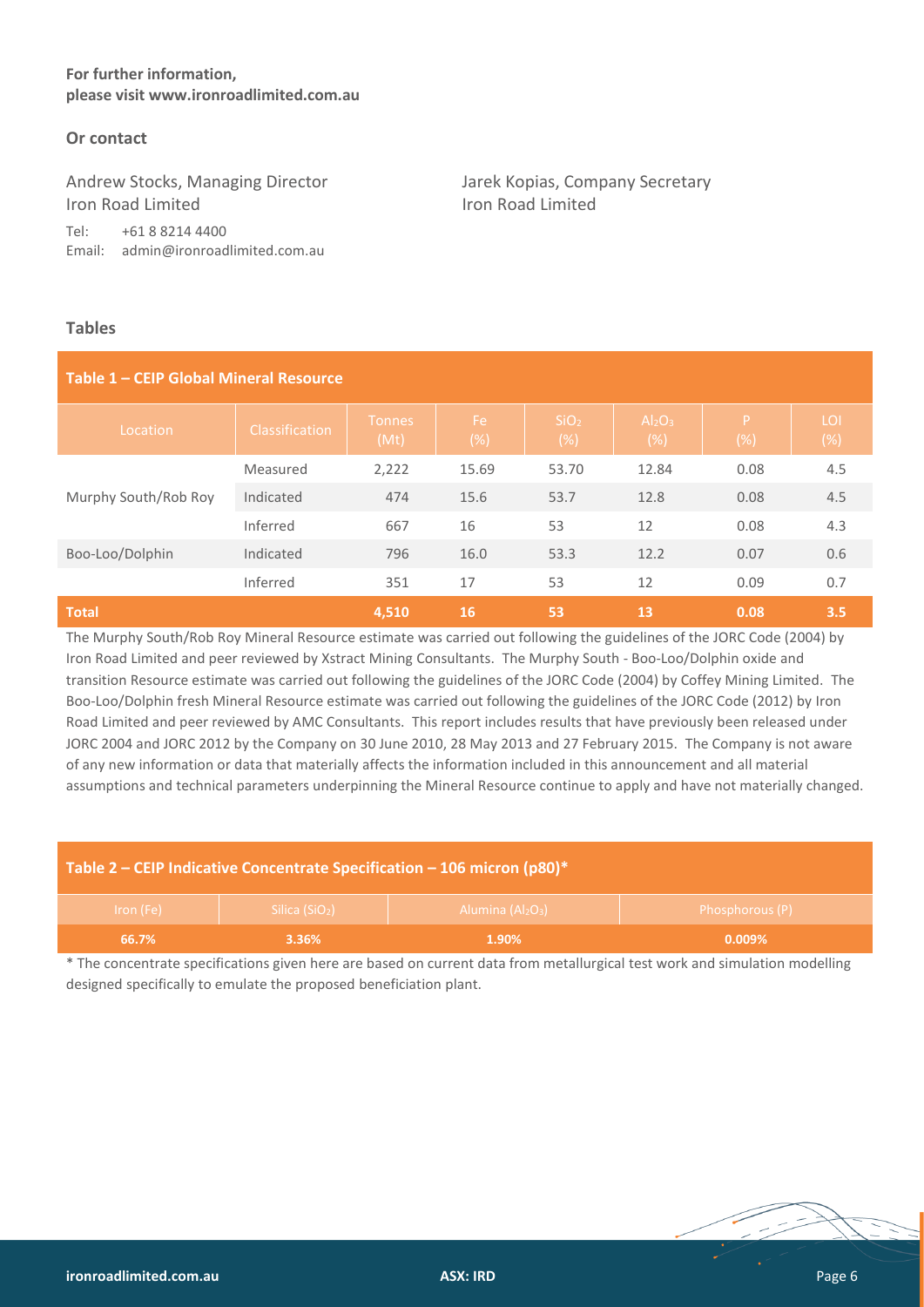**For further information,**
**please visit www.ironroadlimited.com.au**

**Or contact**

Andrew Stocks, Managing Director
Iron Road Limited

Tel: +61 8 8214 4400
Email: admin@ironroadlimited.com.au

Jarek Kopias, Company Secretary
Iron Road Limited

## Tables

**Table 1 – CEIP Global Mineral Resource**

| Location | Classification | Tonnes (Mt) | Fe (%) | $SiO_2$ (%) | $Al_2O_3$ (%) | P (%) | LOI (%) |
|---|---|---|---|---|---|---|---|
| Murphy South/Rob Roy | Measured | 2,222 | 15.69 | 53.70 | 12.84 | 0.08 | 4.5 |
| | Indicated | 474 | 15.6 | 53.7 | 12.8 | 0.08 | 4.5 |
| | Inferred | 667 | 16 | 53 | 12 | 0.08 | 4.3 |
| Boo-Loo/Dolphin | Indicated | 796 | 16.0 | 53.3 | 12.2 | 0.07 | 0.6 |
| | Inferred | 351 | 17 | 53 | 12 | 0.09 | 0.7 |
| **Total** | | **4,510** | **16** | **53** | **13** | **0.08** | **3.5** |

The Murphy South/Rob Roy Mineral Resource estimate was carried out following the guidelines of the JORC Code (2004) by Iron Road Limited and peer reviewed by Xstract Mining Consultants. The Murphy South - Boo-Loo/Dolphin oxide and transition Resource estimate was carried out following the guidelines of the JORC Code (2004) by Coffey Mining Limited. The Boo-Loo/Dolphin fresh Mineral Resource estimate was carried out following the guidelines of the JORC Code (2012) by Iron Road Limited and peer reviewed by AMC Consultants. This report includes results that have previously been released under JORC 2004 and JORC 2012 by the Company on 30 June 2010, 28 May 2013 and 27 February 2015. The Company is not aware of any new information or data that materially affects the information included in this announcement and all material assumptions and technical parameters underpinning the Mineral Resource continue to apply and have not materially changed.

**Table 2 – CEIP Indicative Concentrate Specification – 106 micron (p80)***

| Iron (Fe) | Silica ($SiO_2$) | Alumina ($Al_2O_3$) | Phosphorous (P) |
|---|---|---|---|
| **66.7%** | **3.36%** | **1.90%** | **0.009%** |

* The concentrate specifications given here are based on current data from metallurgical test work and simulation modelling designed specifically to emulate the proposed beneficiation plant.